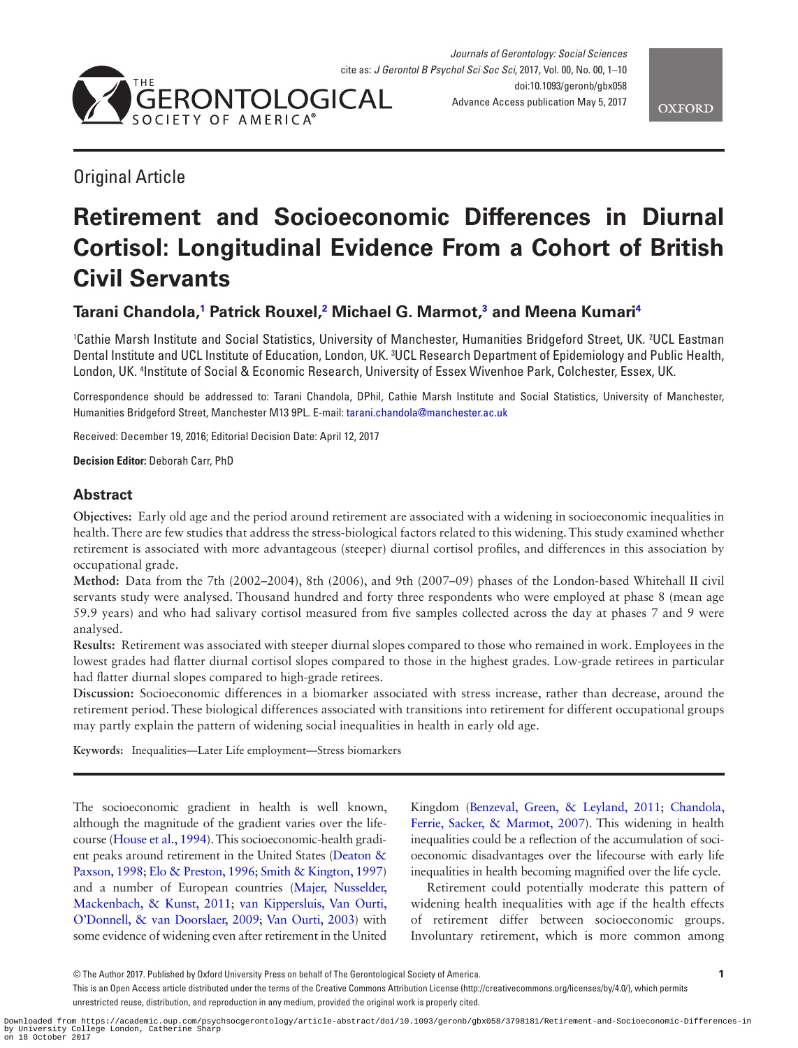Original Article

# Retirement and Socioeconomic Differences in Diurnal Cortisol: Longitudinal Evidence From a Cohort of British Civil Servants

**Tarani Chandola,[1] Patrick Rouxel,[2] Michael G. Marmot,[3] and Meena Kumari[4]**

[1]Cathie Marsh Institute and Social Statistics, University of Manchester, Humanities Bridgeford Street, UK. [2]UCL Eastman Dental Institute and UCL Institute of Education, London, UK. [3]UCL Research Department of Epidemiology and Public Health, London, UK. [4]Institute of Social & Economic Research, University of Essex Wivenhoe Park, Colchester, Essex, UK.

Correspondence should be addressed to: Tarani Chandola, DPhil, Cathie Marsh Institute and Social Statistics, University of Manchester, Humanities Bridgeford Street, Manchester M13 9PL. E-mail: tarani.chandola@manchester.ac.uk

Received: December 19, 2016; Editorial Decision Date: April 12, 2017

**Decision Editor:** Deborah Carr, PhD

## Abstract

**Objectives:** Early old age and the period around retirement are associated with a widening in socioeconomic inequalities in health. There are few studies that address the stress-biological factors related to this widening. This study examined whether retirement is associated with more advantageous (steeper) diurnal cortisol profiles, and differences in this association by occupational grade.

**Method:** Data from the 7th (2002–2004), 8th (2006), and 9th (2007–09) phases of the London-based Whitehall II civil servants study were analysed. Thousand hundred and forty three respondents who were employed at phase 8 (mean age 59.9 years) and who had salivary cortisol measured from five samples collected across the day at phases 7 and 9 were analysed.

**Results:** Retirement was associated with steeper diurnal slopes compared to those who remained in work. Employees in the lowest grades had flatter diurnal cortisol slopes compared to those in the highest grades. Low-grade retirees in particular had flatter diurnal slopes compared to high-grade retirees.

**Discussion:** Socioeconomic differences in a biomarker associated with stress increase, rather than decrease, around the retirement period. These biological differences associated with transitions into retirement for different occupational groups may partly explain the pattern of widening social inequalities in health in early old age.

**Keywords:** Inequalities—Later Life employment—Stress biomarkers

The socioeconomic gradient in health is well known, although the magnitude of the gradient varies over the lifecourse (House et al., 1994). This socioeconomic-health gradient peaks around retirement in the United States (Deaton & Paxson, 1998; Elo & Preston, 1996; Smith & Kington, 1997) and a number of European countries (Majer, Nusselder, Mackenbach, & Kunst, 2011; van Kippersluis, Van Ourti, O'Donnell, & van Doorslaer, 2009; Van Ourti, 2003) with some evidence of widening even after retirement in the United Kingdom (Benzeval, Green, & Leyland, 2011; Chandola, Ferrie, Sacker, & Marmot, 2007). This widening in health inequalities could be a reflection of the accumulation of socioeconomic disadvantages over the lifecourse with early life inequalities in health becoming magnified over the life cycle.

Retirement could potentially moderate this pattern of widening health inequalities with age if the health effects of retirement differ between socioeconomic groups. Involuntary retirement, which is more common among

© The Author 2017. Published by Oxford University Press on behalf of The Gerontological Society of America.
This is an Open Access article distributed under the terms of the Creative Commons Attribution License (http://creativecommons.org/licenses/by/4.0/), which permits unrestricted reuse, distribution, and reproduction in any medium, provided the original work is properly cited.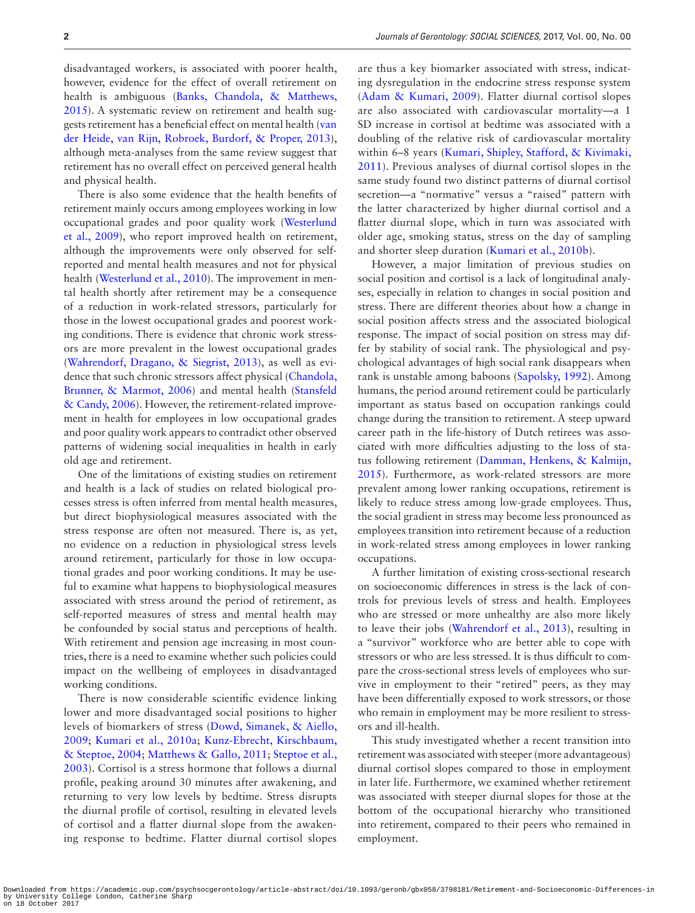disadvantaged workers, is associated with poorer health, however, evidence for the effect of overall retirement on health is ambiguous (Banks, Chandola, & Matthews, 2015). A systematic review on retirement and health suggests retirement has a beneficial effect on mental health (van der Heide, van Rijn, Robroek, Burdorf, & Proper, 2013), although meta-analyses from the same review suggest that retirement has no overall effect on perceived general health and physical health.

There is also some evidence that the health benefits of retirement mainly occurs among employees working in low occupational grades and poor quality work (Westerlund et al., 2009), who report improved health on retirement, although the improvements were only observed for self-reported and mental health measures and not for physical health (Westerlund et al., 2010). The improvement in mental health shortly after retirement may be a consequence of a reduction in work-related stressors, particularly for those in the lowest occupational grades and poorest working conditions. There is evidence that chronic work stressors are more prevalent in the lowest occupational grades (Wahrendorf, Dragano, & Siegrist, 2013), as well as evidence that such chronic stressors affect physical (Chandola, Brunner, & Marmot, 2006) and mental health (Stansfeld & Candy, 2006). However, the retirement-related improvement in health for employees in low occupational grades and poor quality work appears to contradict other observed patterns of widening social inequalities in health in early old age and retirement.

One of the limitations of existing studies on retirement and health is a lack of studies on related biological processes stress is often inferred from mental health measures, but direct biophysiological measures associated with the stress response are often not measured. There is, as yet, no evidence on a reduction in physiological stress levels around retirement, particularly for those in low occupational grades and poor working conditions. It may be useful to examine what happens to biophysiological measures associated with stress around the period of retirement, as self-reported measures of stress and mental health may be confounded by social status and perceptions of health. With retirement and pension age increasing in most countries, there is a need to examine whether such policies could impact on the wellbeing of employees in disadvantaged working conditions.

There is now considerable scientific evidence linking lower and more disadvantaged social positions to higher levels of biomarkers of stress (Dowd, Simanek, & Aiello, 2009; Kumari et al., 2010a; Kunz-Ebrecht, Kirschbaum, & Steptoe, 2004; Matthews & Gallo, 2011; Steptoe et al., 2003). Cortisol is a stress hormone that follows a diurnal profile, peaking around 30 minutes after awakening, and returning to very low levels by bedtime. Stress disrupts the diurnal profile of cortisol, resulting in elevated levels of cortisol and a flatter diurnal slope from the awakening response to bedtime. Flatter diurnal cortisol slopes are thus a key biomarker associated with stress, indicating dysregulation in the endocrine stress response system (Adam & Kumari, 2009). Flatter diurnal cortisol slopes are also associated with cardiovascular mortality—a 1 SD increase in cortisol at bedtime was associated with a doubling of the relative risk of cardiovascular mortality within 6–8 years (Kumari, Shipley, Stafford, & Kivimaki, 2011). Previous analyses of diurnal cortisol slopes in the same study found two distinct patterns of diurnal cortisol secretion—a "normative" versus a "raised" pattern with the latter characterized by higher diurnal cortisol and a flatter diurnal slope, which in turn was associated with older age, smoking status, stress on the day of sampling and shorter sleep duration (Kumari et al., 2010b).

However, a major limitation of previous studies on social position and cortisol is a lack of longitudinal analyses, especially in relation to changes in social position and stress. There are different theories about how a change in social position affects stress and the associated biological response. The impact of social position on stress may differ by stability of social rank. The physiological and psychological advantages of high social rank disappears when rank is unstable among baboons (Sapolsky, 1992). Among humans, the period around retirement could be particularly important as status based on occupation rankings could change during the transition to retirement. A steep upward career path in the life-history of Dutch retirees was associated with more difficulties adjusting to the loss of status following retirement (Damman, Henkens, & Kalmijn, 2015). Furthermore, as work-related stressors are more prevalent among lower ranking occupations, retirement is likely to reduce stress among low-grade employees. Thus, the social gradient in stress may become less pronounced as employees transition into retirement because of a reduction in work-related stress among employees in lower ranking occupations.

A further limitation of existing cross-sectional research on socioeconomic differences in stress is the lack of controls for previous levels of stress and health. Employees who are stressed or more unhealthy are also more likely to leave their jobs (Wahrendorf et al., 2013), resulting in a "survivor" workforce who are better able to cope with stressors or who are less stressed. It is thus difficult to compare the cross-sectional stress levels of employees who survive in employment to their "retired" peers, as they may have been differentially exposed to work stressors, or those who remain in employment may be more resilient to stressors and ill-health.

This study investigated whether a recent transition into retirement was associated with steeper (more advantageous) diurnal cortisol slopes compared to those in employment in later life. Furthermore, we examined whether retirement was associated with steeper diurnal slopes for those at the bottom of the occupational hierarchy who transitioned into retirement, compared to their peers who remained in employment.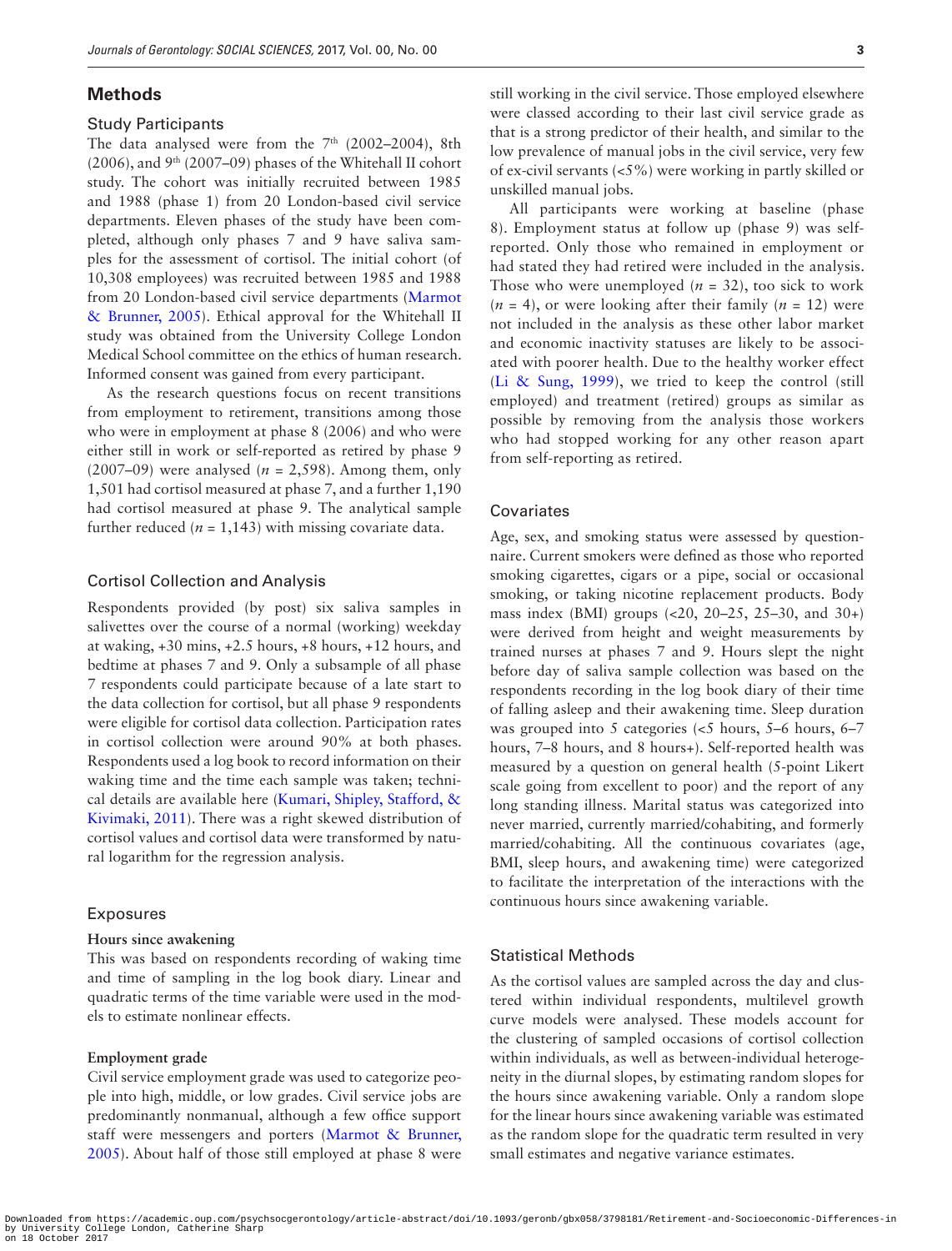## Methods

### Study Participants

The data analysed were from the 7th (2002–2004), 8th (2006), and 9th (2007–09) phases of the Whitehall II cohort study. The cohort was initially recruited between 1985 and 1988 (phase 1) from 20 London-based civil service departments. Eleven phases of the study have been completed, although only phases 7 and 9 have saliva samples for the assessment of cortisol. The initial cohort (of 10,308 employees) was recruited between 1985 and 1988 from 20 London-based civil service departments (Marmot & Brunner, 2005). Ethical approval for the Whitehall II study was obtained from the University College London Medical School committee on the ethics of human research. Informed consent was gained from every participant.

As the research questions focus on recent transitions from employment to retirement, transitions among those who were in employment at phase 8 (2006) and who were either still in work or self-reported as retired by phase 9 (2007–09) were analysed ($n$ = 2,598). Among them, only 1,501 had cortisol measured at phase 7, and a further 1,190 had cortisol measured at phase 9. The analytical sample further reduced ($n$ = 1,143) with missing covariate data.

### Cortisol Collection and Analysis

Respondents provided (by post) six saliva samples in salivettes over the course of a normal (working) weekday at waking, +30 mins, +2.5 hours, +8 hours, +12 hours, and bedtime at phases 7 and 9. Only a subsample of all phase 7 respondents could participate because of a late start to the data collection for cortisol, but all phase 9 respondents were eligible for cortisol data collection. Participation rates in cortisol collection were around 90% at both phases. Respondents used a log book to record information on their waking time and the time each sample was taken; technical details are available here (Kumari, Shipley, Stafford, & Kivimaki, 2011). There was a right skewed distribution of cortisol values and cortisol data were transformed by natural logarithm for the regression analysis.

### Exposures

**Hours since awakening**

This was based on respondents recording of waking time and time of sampling in the log book diary. Linear and quadratic terms of the time variable were used in the models to estimate nonlinear effects.

**Employment grade**

Civil service employment grade was used to categorize people into high, middle, or low grades. Civil service jobs are predominantly nonmanual, although a few office support staff were messengers and porters (Marmot & Brunner, 2005). About half of those still employed at phase 8 were still working in the civil service. Those employed elsewhere were classed according to their last civil service grade as that is a strong predictor of their health, and similar to the low prevalence of manual jobs in the civil service, very few of ex-civil servants (<5%) were working in partly skilled or unskilled manual jobs.

All participants were working at baseline (phase 8). Employment status at follow up (phase 9) was self-reported. Only those who remained in employment or had stated they had retired were included in the analysis. Those who were unemployed ($n$ = 32), too sick to work ($n$ = 4), or were looking after their family ($n$ = 12) were not included in the analysis as these other labor market and economic inactivity statuses are likely to be associated with poorer health. Due to the healthy worker effect (Li & Sung, 1999), we tried to keep the control (still employed) and treatment (retired) groups as similar as possible by removing from the analysis those workers who had stopped working for any other reason apart from self-reporting as retired.

### Covariates

Age, sex, and smoking status were assessed by questionnaire. Current smokers were defined as those who reported smoking cigarettes, cigars or a pipe, social or occasional smoking, or taking nicotine replacement products. Body mass index (BMI) groups (<20, 20–25, 25–30, and 30+) were derived from height and weight measurements by trained nurses at phases 7 and 9. Hours slept the night before day of saliva sample collection was based on the respondents recording in the log book diary of their time of falling asleep and their awakening time. Sleep duration was grouped into 5 categories (<5 hours, 5–6 hours, 6–7 hours, 7–8 hours, and 8 hours+). Self-reported health was measured by a question on general health (5-point Likert scale going from excellent to poor) and the report of any long standing illness. Marital status was categorized into never married, currently married/cohabiting, and formerly married/cohabiting. All the continuous covariates (age, BMI, sleep hours, and awakening time) were categorized to facilitate the interpretation of the interactions with the continuous hours since awakening variable.

### Statistical Methods

As the cortisol values are sampled across the day and clustered within individual respondents, multilevel growth curve models were analysed. These models account for the clustering of sampled occasions of cortisol collection within individuals, as well as between-individual heterogeneity in the diurnal slopes, by estimating random slopes for the hours since awakening variable. Only a random slope for the linear hours since awakening variable was estimated as the random slope for the quadratic term resulted in very small estimates and negative variance estimates.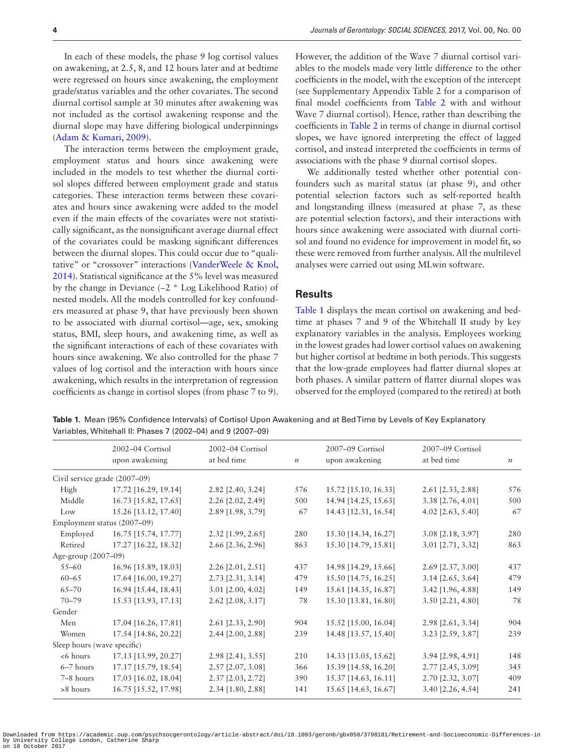In each of these models, the phase 9 log cortisol values on awakening, at 2.5, 8, and 12 hours later and at bedtime were regressed on hours since awakening, the employment grade/status variables and the other covariates. The second diurnal cortisol sample at 30 minutes after awakening was not included as the cortisol awakening response and the diurnal slope may have differing biological underpinnings (Adam & Kumari, 2009).

The interaction terms between the employment grade, employment status and hours since awakening were included in the models to test whether the diurnal cortisol slopes differed between employment grade and status categories. These interaction terms between these covariates and hours since awakening were added to the model even if the main effects of the covariates were not statistically significant, as the nonsignificant average diurnal effect of the covariates could be masking significant differences between the diurnal slopes. This could occur due to "qualitative" or "crossover" interactions (VanderWeele & Knol, 2014). Statistical significance at the 5% level was measured by the change in Deviance (−2 * Log Likelihood Ratio) of nested models. All the models controlled for key confounders measured at phase 9, that have previously been shown to be associated with diurnal cortisol—age, sex, smoking status, BMI, sleep hours, and awakening time, as well as the significant interactions of each of these covariates with hours since awakening. We also controlled for the phase 7 values of log cortisol and the interaction with hours since awakening, which results in the interpretation of regression coefficients as change in cortisol slopes (from phase 7 to 9). However, the addition of the Wave 7 diurnal cortisol variables to the models made very little difference to the other coefficients in the model, with the exception of the intercept (see Supplementary Appendix Table 2 for a comparison of final model coefficients from Table 2 with and without Wave 7 diurnal cortisol). Hence, rather than describing the coefficients in Table 2 in terms of change in diurnal cortisol slopes, we have ignored interpreting the effect of lagged cortisol, and instead interpreted the coefficients in terms of associations with the phase 9 diurnal cortisol slopes.

We additionally tested whether other potential confounders such as marital status (at phase 9), and other potential selection factors such as self-reported health and longstanding illness (measured at phase 7, as these are potential selection factors), and their interactions with hours since awakening were associated with diurnal cortisol and found no evidence for improvement in model fit, so these were removed from further analysis. All the multilevel analyses were carried out using MLwin software.

## Results

Table 1 displays the mean cortisol on awakening and bedtime at phases 7 and 9 of the Whitehall II study by key explanatory variables in the analysis. Employees working in the lowest grades had lower cortisol values on awakening but higher cortisol at bedtime in both periods. This suggests that the low-grade employees had flatter diurnal slopes at both phases. A similar pattern of flatter diurnal slopes was observed for the employed (compared to the retired) at both

**Table 1.** Mean (95% Confidence Intervals) of Cortisol Upon Awakening and at Bed Time by Levels of Key Explanatory Variables, Whitehall II: Phases 7 (2002–04) and 9 (2007–09)

| | 2002–04 Cortisol upon awakening | 2002–04 Cortisol at bed time | *n* | 2007–09 Cortisol upon awakening | 2007–09 Cortisol at bed time | *n* |
|---|---|---|---|---|---|---|
| Civil service grade (2007–09) | | | | | | |
| High | 17.72 [16.29, 19.14] | 2.82 [2.40, 3.24] | 576 | 15.72 [15.10, 16.33] | 2.61 [2.33, 2.88] | 576 |
| Middle | 16.73 [15.82, 17.65] | 2.26 [2.02, 2.49] | 500 | 14.94 [14.25, 15.63] | 3.38 [2.76, 4.01] | 500 |
| Low | 15.26 [13.12, 17.40] | 2.89 [1.98, 3.79] | 67 | 14.43 [12.31, 16.54] | 4.02 [2.63, 5.40] | 67 |
| Employment status (2007–09) | | | | | | |
| Employed | 16.75 [15.74, 17.77] | 2.32 [1.99, 2.65] | 280 | 15.30 [14.34, 16.27] | 3.08 [2.18, 3.97] | 280 |
| Retired | 17.27 [16.22, 18.32] | 2.66 [2.36, 2.96] | 863 | 15.30 [14.79, 15.81] | 3.01 [2.71, 3.32] | 863 |
| Age-group (2007–09) | | | | | | |
| 55–60 | 16.96 [15.89, 18.03] | 2.26 [2.01, 2.51] | 437 | 14.98 [14.29, 15.66] | 2.69 [2.37, 3.00] | 437 |
| 60–65 | 17.64 [16.00, 19.27] | 2.73 [2.31, 3.14] | 479 | 15.50 [14.75, 16.25] | 3.14 [2.65, 3.64] | 479 |
| 65–70 | 16.94 [15.44, 18.43] | 3.01 [2.00, 4.02] | 149 | 15.61 [14.35, 16.87] | 3.42 [1.96, 4.88] | 149 |
| 70–79 | 15.53 [13.93, 17.13] | 2.62 [2.08, 3.17] | 78 | 15.30 [13.81, 16.80] | 3.50 [2.21, 4.80] | 78 |
| Gender | | | | | | |
| Men | 17.04 [16.26, 17.81] | 2.61 [2.33, 2.90] | 904 | 15.52 [15.00, 16.04] | 2.98 [2.61, 3.34] | 904 |
| Women | 17.54 [14.86, 20.22] | 2.44 [2.00, 2.88] | 239 | 14.48 [13.57, 15.40] | 3.23 [2.59, 3.87] | 239 |
| Sleep hours (wave specific) | | | | | | |
| <6 hours | 17.13 [13.99, 20.27] | 2.98 [2.41, 3.55] | 210 | 14.33 [13.05, 15.62] | 3.94 [2.98, 4.91] | 148 |
| 6–7 hours | 17.17 [15.79, 18.54] | 2.57 [2.07, 3.08] | 366 | 15.39 [14.58, 16.20] | 2.77 [2.45, 3.09] | 345 |
| 7–8 hours | 17.03 [16.02, 18.04] | 2.37 [2.03, 2.72] | 390 | 15.37 [14.63, 16.11] | 2.70 [2.32, 3.07] | 409 |
| >8 hours | 16.75 [15.52, 17.98] | 2.34 [1.80, 2.88] | 141 | 15.65 [14.63, 16.67] | 3.40 [2.26, 4.54] | 241 |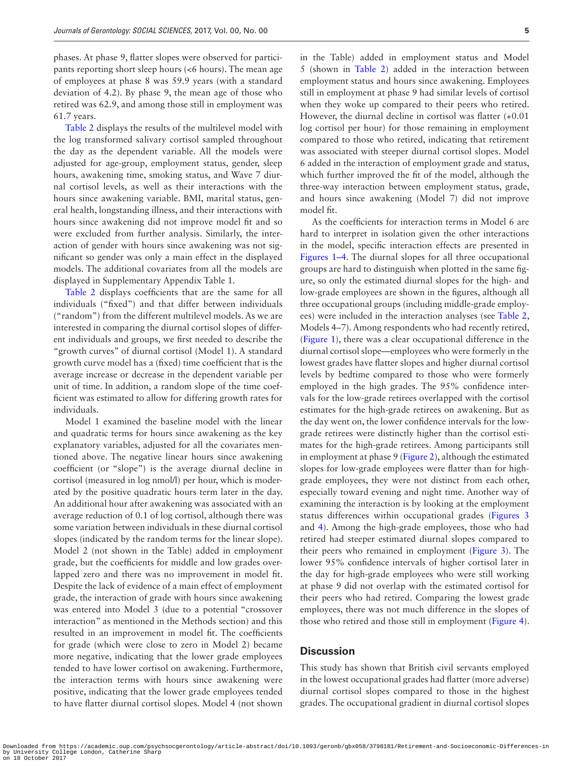phases. At phase 9, flatter slopes were observed for participants reporting short sleep hours (<6 hours). The mean age of employees at phase 8 was 59.9 years (with a standard deviation of 4.2). By phase 9, the mean age of those who retired was 62.9, and among those still in employment was 61.7 years.

Table 2 displays the results of the multilevel model with the log transformed salivary cortisol sampled throughout the day as the dependent variable. All the models were adjusted for age-group, employment status, gender, sleep hours, awakening time, smoking status, and Wave 7 diurnal cortisol levels, as well as their interactions with the hours since awakening variable. BMI, marital status, general health, longstanding illness, and their interactions with hours since awakening did not improve model fit and so were excluded from further analysis. Similarly, the interaction of gender with hours since awakening was not significant so gender was only a main effect in the displayed models. The additional covariates from all the models are displayed in Supplementary Appendix Table 1.

Table 2 displays coefficients that are the same for all individuals ("fixed") and that differ between individuals ("random") from the different multilevel models. As we are interested in comparing the diurnal cortisol slopes of different individuals and groups, we first needed to describe the "growth curves" of diurnal cortisol (Model 1). A standard growth curve model has a (fixed) time coefficient that is the average increase or decrease in the dependent variable per unit of time. In addition, a random slope of the time coefficient was estimated to allow for differing growth rates for individuals.

Model 1 examined the baseline model with the linear and quadratic terms for hours since awakening as the key explanatory variables, adjusted for all the covariates mentioned above. The negative linear hours since awakening coefficient (or "slope") is the average diurnal decline in cortisol (measured in log nmol/l) per hour, which is moderated by the positive quadratic hours term later in the day. An additional hour after awakening was associated with an average reduction of 0.1 of log cortisol, although there was some variation between individuals in these diurnal cortisol slopes (indicated by the random terms for the linear slope). Model 2 (not shown in the Table) added in employment grade, but the coefficients for middle and low grades overlapped zero and there was no improvement in model fit. Despite the lack of evidence of a main effect of employment grade, the interaction of grade with hours since awakening was entered into Model 3 (due to a potential "crossover interaction" as mentioned in the Methods section) and this resulted in an improvement in model fit. The coefficients for grade (which were close to zero in Model 2) became more negative, indicating that the lower grade employees tended to have lower cortisol on awakening. Furthermore, the interaction terms with hours since awakening were positive, indicating that the lower grade employees tended to have flatter diurnal cortisol slopes. Model 4 (not shown in the Table) added in employment status and Model 5 (shown in Table 2) added in the interaction between employment status and hours since awakening. Employees still in employment at phase 9 had similar levels of cortisol when they woke up compared to their peers who retired. However, the diurnal decline in cortisol was flatter (+0.01 log cortisol per hour) for those remaining in employment compared to those who retired, indicating that retirement was associated with steeper diurnal cortisol slopes. Model 6 added in the interaction of employment grade and status, which further improved the fit of the model, although the three-way interaction between employment status, grade, and hours since awakening (Model 7) did not improve model fit.

As the coefficients for interaction terms in Model 6 are hard to interpret in isolation given the other interactions in the model, specific interaction effects are presented in Figures 1–4. The diurnal slopes for all three occupational groups are hard to distinguish when plotted in the same figure, so only the estimated diurnal slopes for the high- and low-grade employees are shown in the figures, although all three occupational groups (including middle-grade employees) were included in the interaction analyses (see Table 2, Models 4–7). Among respondents who had recently retired, (Figure 1), there was a clear occupational difference in the diurnal cortisol slope—employees who were formerly in the lowest grades have flatter slopes and higher diurnal cortisol levels by bedtime compared to those who were formerly employed in the high grades. The 95% confidence intervals for the low-grade retirees overlapped with the cortisol estimates for the high-grade retirees on awakening. But as the day went on, the lower confidence intervals for the low-grade retirees were distinctly higher than the cortisol estimates for the high-grade retirees. Among participants still in employment at phase 9 (Figure 2), although the estimated slopes for low-grade employees were flatter than for high-grade employees, they were not distinct from each other, especially toward evening and night time. Another way of examining the interaction is by looking at the employment status differences within occupational grades (Figures 3 and 4). Among the high-grade employees, those who had retired had steeper estimated diurnal slopes compared to their peers who remained in employment (Figure 3). The lower 95% confidence intervals of higher cortisol later in the day for high-grade employees who were still working at phase 9 did not overlap with the estimated cortisol for their peers who had retired. Comparing the lowest grade employees, there was not much difference in the slopes of those who retired and those still in employment (Figure 4).

## Discussion

This study has shown that British civil servants employed in the lowest occupational grades had flatter (more adverse) diurnal cortisol slopes compared to those in the highest grades. The occupational gradient in diurnal cortisol slopes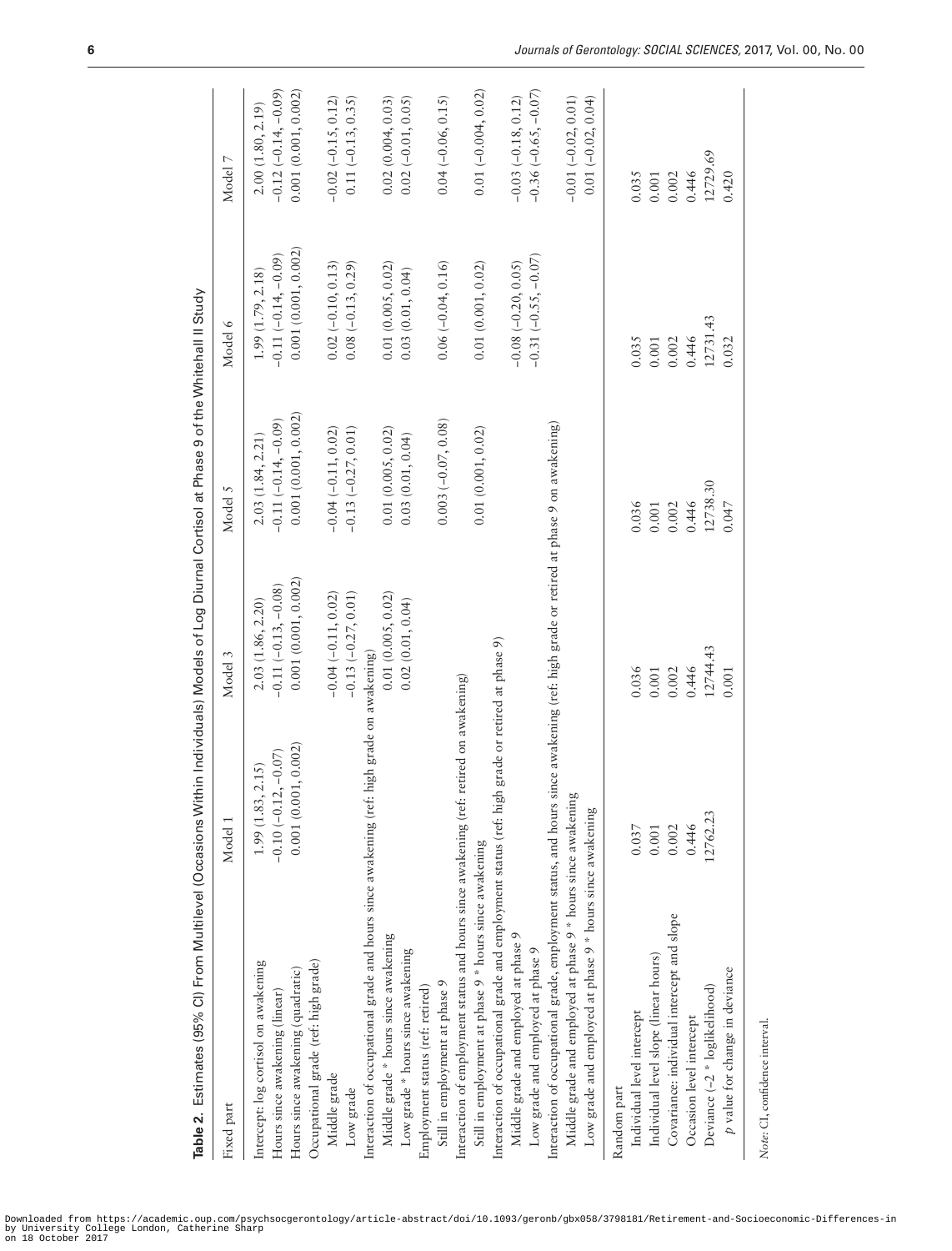**Table 2.** Estimates (95% CI) From Multilevel (Occasions Within Individuals) Models of Log Diurnal Cortisol at Phase 9 of the Whitehall II Study

| Fixed part | Model 1 | Model 3 | Model 5 | Model 6 | Model 7 |
|---|---|---|---|---|---|
| Intercept: log cortisol on awakening | 1.99 (1.83, 2.15) | 2.03 (1.86, 2.20) | 2.03 (1.84, 2.21) | 1.99 (1.79, 2.18) | 2.00 (1.80, 2.19) |
| Hours since awakening (linear) | −0.10 (−0.12, −0.07) | −0.11 (−0.13, −0.08) | −0.11 (−0.14, −0.09) | −0.11 (−0.14, −0.09) | −0.12 (−0.14, −0.09) |
| Hours since awakening (quadratic) | 0.001 (0.001, 0.002) | 0.001 (0.001, 0.002) | 0.001 (0.001, 0.002) | 0.001 (0.001, 0.002) | 0.001 (0.001, 0.002) |
| Occupational grade (ref: high grade) | | | | | |
| Middle grade | | −0.04 (−0.11, 0.02) | −0.04 (−0.11, 0.02) | 0.02 (−0.10, 0.13) | −0.02 (−0.15, 0.12) |
| Low grade | | −0.13 (−0.27, 0.01) | −0.13 (−0.27, 0.01) | 0.08 (−0.13, 0.29) | 0.11 (−0.13, 0.35) |
| Interaction of occupational grade and hours since awakening (ref: high grade on awakening) | | | | | |
| Middle grade * hours since awakening | | 0.01 (0.005, 0.02) | 0.01 (0.005, 0.02) | 0.01 (0.005, 0.02) | 0.02 (0.004, 0.03) |
| Low grade * hours since awakening | | 0.02 (0.01, 0.04) | 0.03 (0.01, 0.04) | 0.03 (0.01, 0.04) | 0.02 (−0.01, 0.05) |
| Employment status (ref: retired) | | | | | |
| Still in employment at phase 9 | | | 0.003 (−0.07, 0.08) | 0.06 (−0.04, 0.16) | 0.04 (−0.06, 0.15) |
| Interaction of employment status and hours since awakening (ref: retired on awakening) | | | | | |
| Still in employment at phase 9 * hours since awakening | | | 0.01 (0.001, 0.02) | 0.01 (0.001, 0.02) | 0.01 (−0.004, 0.02) |
| Interaction of occupational grade and employment status (ref: high grade or retired at phase 9) | | | | | |
| Middle grade and employed at phase 9 | | | | −0.08 (−0.20, 0.05) | −0.03 (−0.18, 0.12) |
| Low grade and employed at phase 9 | | | | −0.31 (−0.55, −0.07) | −0.36 (−0.65, −0.07) |
| Interaction of occupational grade, employment status, and hours since awakening (ref: high grade or retired at phase 9 on awakening) | | | | | |
| Middle grade and employed at phase 9 * hours since awakening | | | | | −0.01 (−0.02, 0.01) |
| Low grade and employed at phase 9 * hours since awakening | | | | | 0.01 (−0.02, 0.04) |
| Random part | | | | | |
| Individual level intercept | 0.037 | 0.036 | 0.036 | 0.035 | 0.035 |
| Individual level slope (linear hours) | 0.001 | 0.001 | 0.001 | 0.001 | 0.001 |
| Covariance: individual intercept and slope | 0.002 | 0.002 | 0.002 | 0.002 | 0.002 |
| Occasion level intercept | 0.446 | 0.446 | 0.446 | 0.446 | 0.446 |
| Deviance (−2 * loglikelihood) | 12762.23 | 12744.43 | 12738.30 | 12731.43 | 12729.69 |
| *p* value for change in deviance | | 0.001 | 0.047 | 0.032 | 0.420 |

*Note*: CI, confidence interval.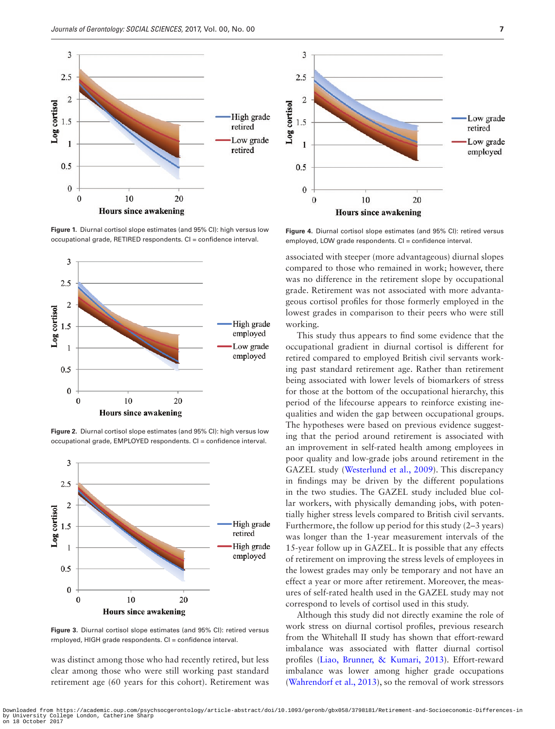Figure 1. Diurnal cortisol slope estimates (and 95% CI): high versus low occupational grade, RETIRED respondents. CI = confidence interval.

Figure 2. Diurnal cortisol slope estimates (and 95% CI): high versus low occupational grade, EMPLOYED respondents. CI = confidence interval.

Figure 3. Diurnal cortisol slope estimates (and 95% CI): retired versus rmployed, HIGH grade respondents. CI = confidence interval.

Figure 4. Diurnal cortisol slope estimates (and 95% CI): retired versus employed, LOW grade respondents. CI = confidence interval.

was distinct among those who had recently retired, but less clear among those who were still working past standard retirement age (60 years for this cohort). Retirement was associated with steeper (more advantageous) diurnal slopes compared to those who remained in work; however, there was no difference in the retirement slope by occupational grade. Retirement was not associated with more advantageous cortisol profiles for those formerly employed in the lowest grades in comparison to their peers who were still working.

This study thus appears to find some evidence that the occupational gradient in diurnal cortisol is different for retired compared to employed British civil servants working past standard retirement age. Rather than retirement being associated with lower levels of biomarkers of stress for those at the bottom of the occupational hierarchy, this period of the lifecourse appears to reinforce existing inequalities and widen the gap between occupational groups. The hypotheses were based on previous evidence suggesting that the period around retirement is associated with an improvement in self-rated health among employees in poor quality and low-grade jobs around retirement in the GAZEL study (Westerlund et al., 2009). This discrepancy in findings may be driven by the different populations in the two studies. The GAZEL study included blue collar workers, with physically demanding jobs, with potentially higher stress levels compared to British civil servants. Furthermore, the follow up period for this study (2–3 years) was longer than the 1-year measurement intervals of the 15-year follow up in GAZEL. It is possible that any effects of retirement on improving the stress levels of employees in the lowest grades may only be temporary and not have an effect a year or more after retirement. Moreover, the measures of self-rated health used in the GAZEL study may not correspond to levels of cortisol used in this study.

Although this study did not directly examine the role of work stress on diurnal cortisol profiles, previous research from the Whitehall II study has shown that effort-reward imbalance was associated with flatter diurnal cortisol profiles (Liao, Brunner, & Kumari, 2013). Effort-reward imbalance was lower among higher grade occupations (Wahrendorf et al., 2013), so the removal of work stressors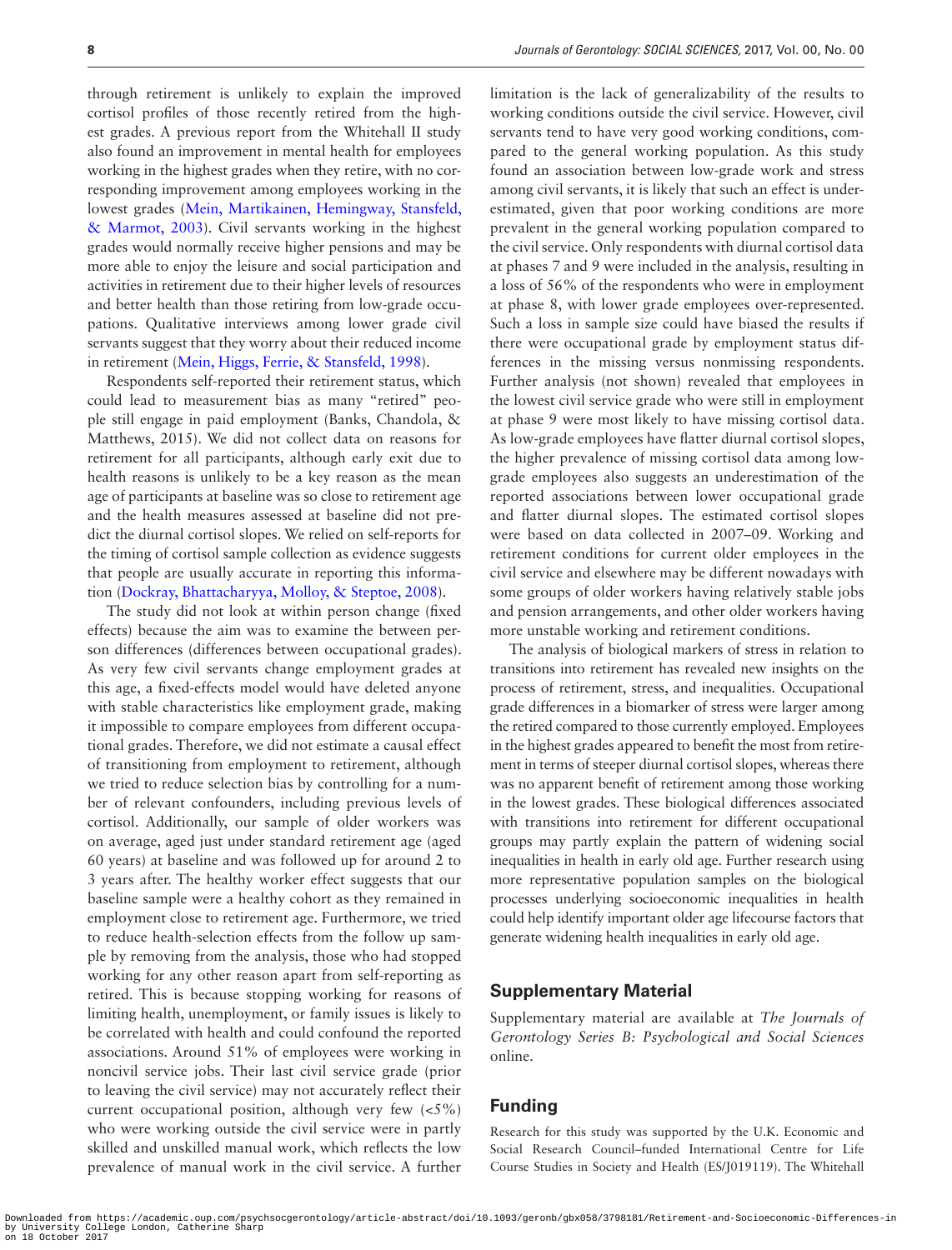through retirement is unlikely to explain the improved cortisol profiles of those recently retired from the highest grades. A previous report from the Whitehall II study also found an improvement in mental health for employees working in the highest grades when they retire, with no corresponding improvement among employees working in the lowest grades (Mein, Martikainen, Hemingway, Stansfeld, & Marmot, 2003). Civil servants working in the highest grades would normally receive higher pensions and may be more able to enjoy the leisure and social participation and activities in retirement due to their higher levels of resources and better health than those retiring from low-grade occupations. Qualitative interviews among lower grade civil servants suggest that they worry about their reduced income in retirement (Mein, Higgs, Ferrie, & Stansfeld, 1998).

Respondents self-reported their retirement status, which could lead to measurement bias as many "retired" people still engage in paid employment (Banks, Chandola, & Matthews, 2015). We did not collect data on reasons for retirement for all participants, although early exit due to health reasons is unlikely to be a key reason as the mean age of participants at baseline was so close to retirement age and the health measures assessed at baseline did not predict the diurnal cortisol slopes. We relied on self-reports for the timing of cortisol sample collection as evidence suggests that people are usually accurate in reporting this information (Dockray, Bhattacharyya, Molloy, & Steptoe, 2008).

The study did not look at within person change (fixed effects) because the aim was to examine the between person differences (differences between occupational grades). As very few civil servants change employment grades at this age, a fixed-effects model would have deleted anyone with stable characteristics like employment grade, making it impossible to compare employees from different occupational grades. Therefore, we did not estimate a causal effect of transitioning from employment to retirement, although we tried to reduce selection bias by controlling for a number of relevant confounders, including previous levels of cortisol. Additionally, our sample of older workers was on average, aged just under standard retirement age (aged 60 years) at baseline and was followed up for around 2 to 3 years after. The healthy worker effect suggests that our baseline sample were a healthy cohort as they remained in employment close to retirement age. Furthermore, we tried to reduce health-selection effects from the follow up sample by removing from the analysis, those who had stopped working for any other reason apart from self-reporting as retired. This is because stopping working for reasons of limiting health, unemployment, or family issues is likely to be correlated with health and could confound the reported associations. Around 51% of employees were working in noncivil service jobs. Their last civil service grade (prior to leaving the civil service) may not accurately reflect their current occupational position, although very few (<5%) who were working outside the civil service were in partly skilled and unskilled manual work, which reflects the low prevalence of manual work in the civil service. A further limitation is the lack of generalizability of the results to working conditions outside the civil service. However, civil servants tend to have very good working conditions, compared to the general working population. As this study found an association between low-grade work and stress among civil servants, it is likely that such an effect is underestimated, given that poor working conditions are more prevalent in the general working population compared to the civil service. Only respondents with diurnal cortisol data at phases 7 and 9 were included in the analysis, resulting in a loss of 56% of the respondents who were in employment at phase 8, with lower grade employees over-represented. Such a loss in sample size could have biased the results if there were occupational grade by employment status differences in the missing versus nonmissing respondents. Further analysis (not shown) revealed that employees in the lowest civil service grade who were still in employment at phase 9 were most likely to have missing cortisol data. As low-grade employees have flatter diurnal cortisol slopes, the higher prevalence of missing cortisol data among low-grade employees also suggests an underestimation of the reported associations between lower occupational grade and flatter diurnal slopes. The estimated cortisol slopes were based on data collected in 2007–09. Working and retirement conditions for current older employees in the civil service and elsewhere may be different nowadays with some groups of older workers having relatively stable jobs and pension arrangements, and other older workers having more unstable working and retirement conditions.

The analysis of biological markers of stress in relation to transitions into retirement has revealed new insights on the process of retirement, stress, and inequalities. Occupational grade differences in a biomarker of stress were larger among the retired compared to those currently employed. Employees in the highest grades appeared to benefit the most from retirement in terms of steeper diurnal cortisol slopes, whereas there was no apparent benefit of retirement among those working in the lowest grades. These biological differences associated with transitions into retirement for different occupational groups may partly explain the pattern of widening social inequalities in health in early old age. Further research using more representative population samples on the biological processes underlying socioeconomic inequalities in health could help identify important older age lifecourse factors that generate widening health inequalities in early old age.

## Supplementary Material

Supplementary material are available at *The Journals of Gerontology Series B: Psychological and Social Sciences* online.

## Funding

Research for this study was supported by the U.K. Economic and Social Research Council–funded International Centre for Life Course Studies in Society and Health (ES/J019119). The Whitehall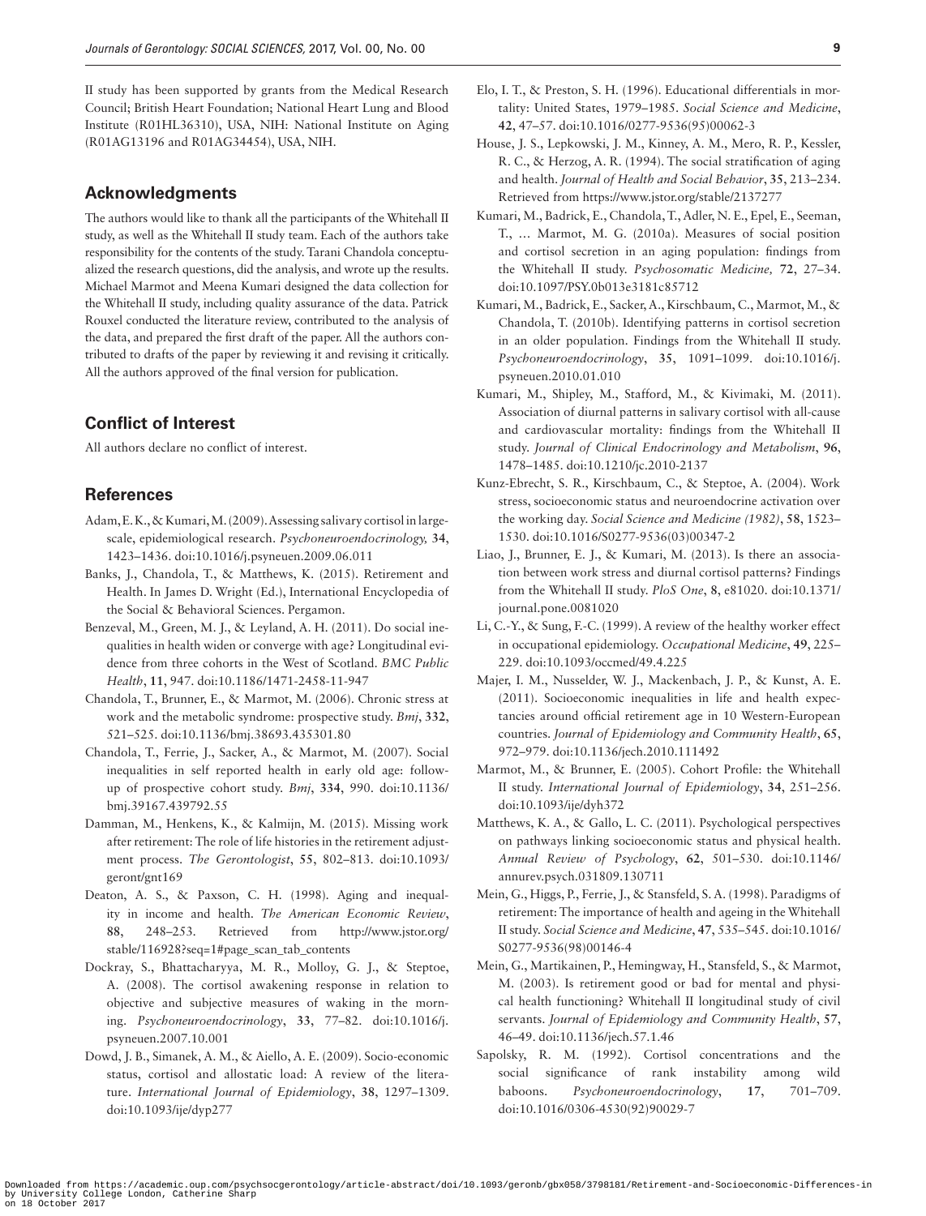II study has been supported by grants from the Medical Research Council; British Heart Foundation; National Heart Lung and Blood Institute (R01HL36310), USA, NIH: National Institute on Aging (R01AG13196 and R01AG34454), USA, NIH.

## Acknowledgments

The authors would like to thank all the participants of the Whitehall II study, as well as the Whitehall II study team. Each of the authors take responsibility for the contents of the study. Tarani Chandola conceptualized the research questions, did the analysis, and wrote up the results. Michael Marmot and Meena Kumari designed the data collection for the Whitehall II study, including quality assurance of the data. Patrick Rouxel conducted the literature review, contributed to the analysis of the data, and prepared the first draft of the paper. All the authors contributed to drafts of the paper by reviewing it and revising it critically. All the authors approved of the final version for publication.

## Conflict of Interest

All authors declare no conflict of interest.

## References

Adam, E. K., & Kumari, M. (2009). Assessing salivary cortisol in large-scale, epidemiological research. *Psychoneuroendocrinology,* **34**, 1423–1436. doi:10.1016/j.psyneuen.2009.06.011

Banks, J., Chandola, T., & Matthews, K. (2015). Retirement and Health. In James D. Wright (Ed.), International Encyclopedia of the Social & Behavioral Sciences. Pergamon.

Benzeval, M., Green, M. J., & Leyland, A. H. (2011). Do social inequalities in health widen or converge with age? Longitudinal evidence from three cohorts in the West of Scotland. *BMC Public Health*, **11**, 947. doi:10.1186/1471-2458-11-947

Chandola, T., Brunner, E., & Marmot, M. (2006). Chronic stress at work and the metabolic syndrome: prospective study. *Bmj*, **332**, 521–525. doi:10.1136/bmj.38693.435301.80

Chandola, T., Ferrie, J., Sacker, A., & Marmot, M. (2007). Social inequalities in self reported health in early old age: follow-up of prospective cohort study. *Bmj*, **334**, 990. doi:10.1136/bmj.39167.439792.55

Damman, M., Henkens, K., & Kalmijn, M. (2015). Missing work after retirement: The role of life histories in the retirement adjustment process. *The Gerontologist*, **55**, 802–813. doi:10.1093/geront/gnt169

Deaton, A. S., & Paxson, C. H. (1998). Aging and inequality in income and health. *The American Economic Review*, **88**, 248–253. Retrieved from http://www.jstor.org/stable/116928?seq=1#page_scan_tab_contents

Dockray, S., Bhattacharyya, M. R., Molloy, G. J., & Steptoe, A. (2008). The cortisol awakening response in relation to objective and subjective measures of waking in the morning. *Psychoneuroendocrinology*, **33**, 77–82. doi:10.1016/j.psyneuen.2007.10.001

Dowd, J. B., Simanek, A. M., & Aiello, A. E. (2009). Socio-economic status, cortisol and allostatic load: A review of the literature. *International Journal of Epidemiology*, **38**, 1297–1309. doi:10.1093/ije/dyp277

Elo, I. T., & Preston, S. H. (1996). Educational differentials in mortality: United States, 1979–1985. *Social Science and Medicine*, **42**, 47–57. doi:10.1016/0277-9536(95)00062-3

House, J. S., Lepkowski, J. M., Kinney, A. M., Mero, R. P., Kessler, R. C., & Herzog, A. R. (1994). The social stratification of aging and health. *Journal of Health and Social Behavior*, **35**, 213–234. Retrieved from https://www.jstor.org/stable/2137277

Kumari, M., Badrick, E., Chandola, T., Adler, N. E., Epel, E., Seeman, T., … Marmot, M. G. (2010a). Measures of social position and cortisol secretion in an aging population: findings from the Whitehall II study. *Psychosomatic Medicine,* **72**, 27–34. doi:10.1097/PSY.0b013e3181c85712

Kumari, M., Badrick, E., Sacker, A., Kirschbaum, C., Marmot, M., & Chandola, T. (2010b). Identifying patterns in cortisol secretion in an older population. Findings from the Whitehall II study. *Psychoneuroendocrinology*, **35**, 1091–1099. doi:10.1016/j.psyneuen.2010.01.010

Kumari, M., Shipley, M., Stafford, M., & Kivimaki, M. (2011). Association of diurnal patterns in salivary cortisol with all-cause and cardiovascular mortality: findings from the Whitehall II study. *Journal of Clinical Endocrinology and Metabolism*, **96**, 1478–1485. doi:10.1210/jc.2010-2137

Kunz-Ebrecht, S. R., Kirschbaum, C., & Steptoe, A. (2004). Work stress, socioeconomic status and neuroendocrine activation over the working day. *Social Science and Medicine (1982)*, **58**, 1523–1530. doi:10.1016/S0277-9536(03)00347-2

Liao, J., Brunner, E. J., & Kumari, M. (2013). Is there an association between work stress and diurnal cortisol patterns? Findings from the Whitehall II study. *PloS One*, **8**, e81020. doi:10.1371/journal.pone.0081020

Li, C.-Y., & Sung, F.-C. (1999). A review of the healthy worker effect in occupational epidemiology. *Occupational Medicine*, **49**, 225–229. doi:10.1093/occmed/49.4.225

Majer, I. M., Nusselder, W. J., Mackenbach, J. P., & Kunst, A. E. (2011). Socioeconomic inequalities in life and health expectancies around official retirement age in 10 Western-European countries. *Journal of Epidemiology and Community Health*, **65**, 972–979. doi:10.1136/jech.2010.111492

Marmot, M., & Brunner, E. (2005). Cohort Profile: the Whitehall II study. *International Journal of Epidemiology*, **34**, 251–256. doi:10.1093/ije/dyh372

Matthews, K. A., & Gallo, L. C. (2011). Psychological perspectives on pathways linking socioeconomic status and physical health. *Annual Review of Psychology*, **62**, 501–530. doi:10.1146/annurev.psych.031809.130711

Mein, G., Higgs, P., Ferrie, J., & Stansfeld, S. A. (1998). Paradigms of retirement: The importance of health and ageing in the Whitehall II study. *Social Science and Medicine*, **47**, 535–545. doi:10.1016/S0277-9536(98)00146-4

Mein, G., Martikainen, P., Hemingway, H., Stansfeld, S., & Marmot, M. (2003). Is retirement good or bad for mental and physical health functioning? Whitehall II longitudinal study of civil servants. *Journal of Epidemiology and Community Health*, **57**, 46–49. doi:10.1136/jech.57.1.46

Sapolsky, R. M. (1992). Cortisol concentrations and the social significance of rank instability among wild baboons. *Psychoneuroendocrinology*, **17**, 701–709. doi:10.1016/0306-4530(92)90029-7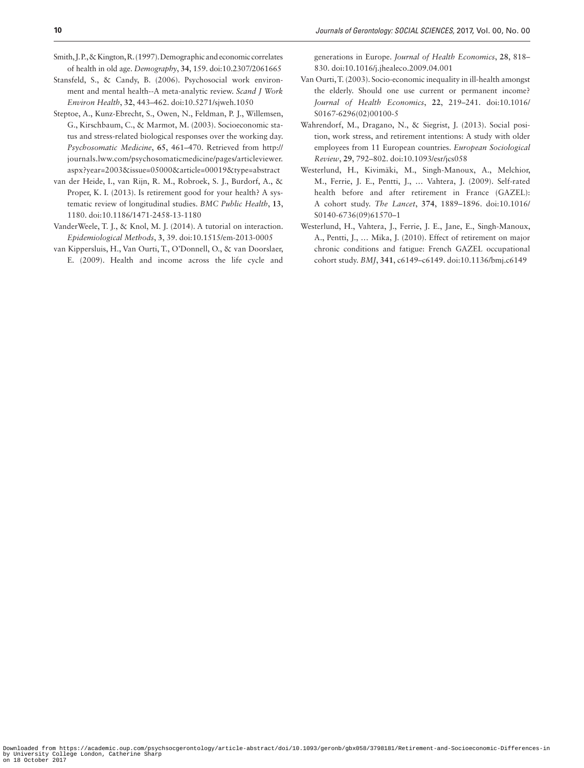Smith, J. P., & Kington, R. (1997). Demographic and economic correlates of health in old age. *Demography*, **34**, 159. doi:10.2307/2061665

Stansfeld, S., & Candy, B. (2006). Psychosocial work environment and mental health--A meta-analytic review. *Scand J Work Environ Health*, **32**, 443–462. doi:10.5271/sjweh.1050

Steptoe, A., Kunz-Ebrecht, S., Owen, N., Feldman, P. J., Willemsen, G., Kirschbaum, C., & Marmot, M. (2003). Socioeconomic status and stress-related biological responses over the working day. *Psychosomatic Medicine*, **65**, 461–470. Retrieved from http://journals.lww.com/psychosomaticmedicine/pages/articleviewer.aspx?year=2003&issue=05000&article=00019&type=abstract

van der Heide, I., van Rijn, R. M., Robroek, S. J., Burdorf, A., & Proper, K. I. (2013). Is retirement good for your health? A systematic review of longitudinal studies. *BMC Public Health*, **13**, 1180. doi:10.1186/1471-2458-13-1180

VanderWeele, T. J., & Knol, M. J. (2014). A tutorial on interaction. *Epidemiological Methods*, **3**, 39. doi:10.1515/em-2013-0005

van Kippersluis, H., Van Ourti, T., O'Donnell, O., & van Doorslaer, E. (2009). Health and income across the life cycle and generations in Europe. *Journal of Health Economics*, **28**, 818–830. doi:10.1016/j.jhealeco.2009.04.001

Van Ourti, T. (2003). Socio-economic inequality in ill-health amongst the elderly. Should one use current or permanent income? *Journal of Health Economics*, **22**, 219–241. doi:10.1016/S0167-6296(02)00100-5

Wahrendorf, M., Dragano, N., & Siegrist, J. (2013). Social position, work stress, and retirement intentions: A study with older employees from 11 European countries. *European Sociological Review*, **29**, 792–802. doi:10.1093/esr/jcs058

Westerlund, H., Kivimäki, M., Singh-Manoux, A., Melchior, M., Ferrie, J. E., Pentti, J., … Vahtera, J. (2009). Self-rated health before and after retirement in France (GAZEL): A cohort study. *The Lancet*, **374**, 1889–1896. doi:10.1016/S0140-6736(09)61570–1

Westerlund, H., Vahtera, J., Ferrie, J. E., Jane, E., Singh-Manoux, A., Pentti, J., … Mika, J. (2010). Effect of retirement on major chronic conditions and fatigue: French GAZEL occupational cohort study. *BMJ*, **341**, c6149–c6149. doi:10.1136/bmj.c6149